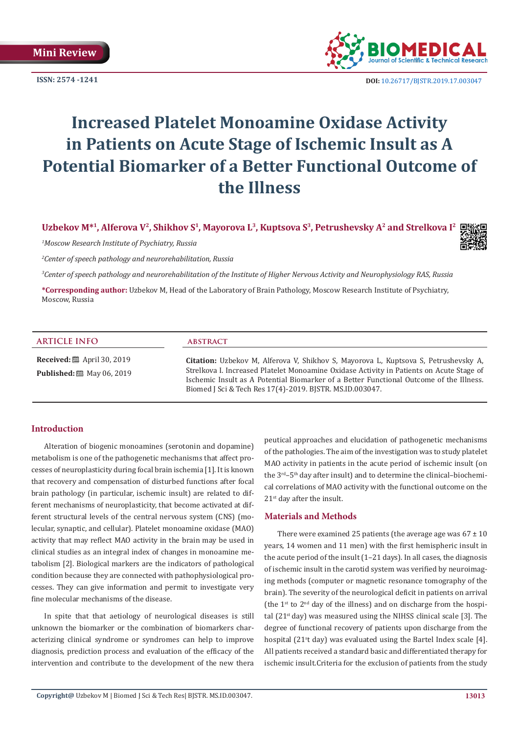Mini Review

ISSN: 2574 -1241

DOI: 10.26717/BJSTR.2019.17.003047

# Increased Platelet Monoamine Oxidase Activity in Patients on Acute Stage of Ischemic Insult as A Potential Biomarker of a Better Functional Outcome of the Illness

**Uzbekov M*[1], Alferova V[2], Shikhov S[1], Mayorova L[3], Kuptsova S[3], Petrushevsky A[2] and Strelkova I[2]**

[1]*Moscow Research Institute of Psychiatry, Russia*

[2]*Center of speech pathology and neurorehabilitation, Russia*

[3]*Center of speech pathology and neurorehabilitation of the Institute of Higher Nervous Activity and Neurophysiology RAS, Russia*

**\*Corresponding author:** Uzbekov M, Head of the Laboratory of Brain Pathology, Moscow Research Institute of Psychiatry, Moscow, Russia

## ARTICLE INFO

**Received:** April 30, 2019

**Published:** May 06, 2019

## ABSTRACT

**Citation:** Uzbekov M, Alferova V, Shikhov S, Mayorova L, Kuptsova S, Petrushevsky A, Strelkova I. Increased Platelet Monoamine Oxidase Activity in Patients on Acute Stage of Ischemic Insult as A Potential Biomarker of a Better Functional Outcome of the Illness. Biomed J Sci & Tech Res 17(4)-2019. BJSTR. MS.ID.003047.

## Introduction

Alteration of biogenic monoamines (serotonin and dopamine) metabolism is one of the pathogenetic mechanisms that affect processes of neuroplasticity during focal brain ischemia [1]. It is known that recovery and compensation of disturbed functions after focal brain pathology (in particular, ischemic insult) are related to different mechanisms of neuroplasticity, that become activated at different structural levels of the central nervous system (CNS) (molecular, synaptic, and cellular). Platelet monoamine oxidase (MAO) activity that may reflect MAO activity in the brain may be used in clinical studies as an integral index of changes in monoamine metabolism [2]. Biological markers are the indicators of pathological condition because they are connected with pathophysiological processes. They can give information and permit to investigate very fine molecular mechanisms of the disease.

In spite that that aetiology of neurological diseases is still unknown the biomarker or the combination of biomarkers characterizing clinical syndrome or syndromes can help to improve diagnosis, prediction process and evaluation of the efficacy of the intervention and contribute to the development of the new therapeutical approaches and elucidation of pathogenetic mechanisms of the pathologies. The aim of the investigation was to study platelet MAO activity in patients in the acute period of ischemic insult (on the 3rd–5th day after insult) and to determine the clinical–biochemical correlations of MAO activity with the functional outcome on the 21st day after the insult.

## Materials and Methods

There were examined 25 patients (the average age was 67 ± 10 years, 14 women and 11 men) with the first hemispheric insult in the acute period of the insult (1–21 days). In all cases, the diagnosis of ischemic insult in the carotid system was verified by neuroimaging methods (computer or magnetic resonance tomography of the brain). The severity of the neurological deficit in patients on arrival (the 1st to 2nd day of the illness) and on discharge from the hospital (21st day) was measured using the NIHSS clinical scale [3]. The degree of functional recovery of patients upon discharge from the hospital (21st day) was evaluated using the Bartel Index scale [4]. All patients received a standard basic and differentiated therapy for ischemic insult.Criteria for the exclusion of patients from the study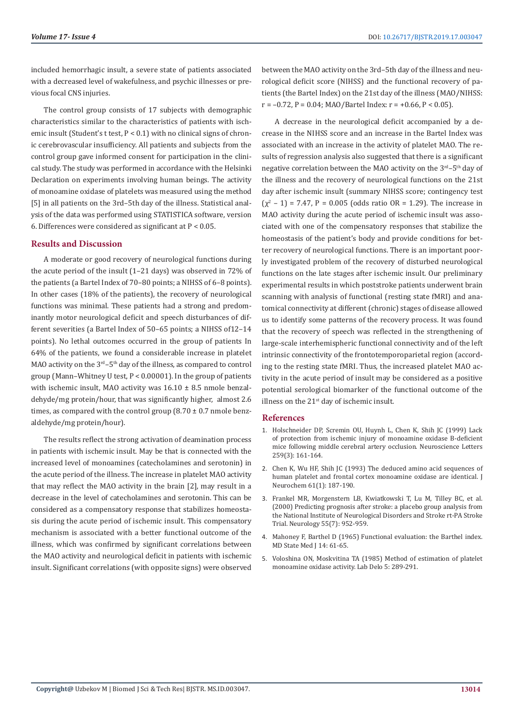included hemorrhagic insult, a severe state of patients associated with a decreased level of wakefulness, and psychic illnesses or previous focal CNS injuries.

The control group consists of 17 subjects with demographic characteristics similar to the characteristics of patients with ischemic insult (Student's t test, $P < 0.1$) with no clinical signs of chronic cerebrovascular insufficiency. All patients and subjects from the control group gave informed consent for participation in the clinical study. The study was performed in accordance with the Helsinki Declaration on experiments involving human beings. The activity of monoamine oxidase of platelets was measured using the method [5] in all patients on the 3rd–5th day of the illness. Statistical analysis of the data was performed using STATISTICA software, version 6. Differences were considered as significant at $P < 0.05$.

## Results and Discussion

A moderate or good recovery of neurological functions during the acute period of the insult (1–21 days) was observed in 72% of the patients (a Bartel Index of 70–80 points; a NIHSS of 6–8 points). In other cases (18% of the patients), the recovery of neurological functions was minimal. These patients had a strong and predominantly motor neurological deficit and speech disturbances of different severities (a Bartel Index of 50–65 points; a NIHSS of12–14 points). No lethal outcomes occurred in the group of patients In 64% of the patients, we found a considerable increase in platelet MAO activity on the 3rd–5th day of the illness, as compared to control group (Mann–Whitney U test, $P < 0.00001$). In the group of patients with ischemic insult, MAO activity was 16.10 ± 8.5 nmole benzaldehyde/mg protein/hour, that was significantly higher, almost 2.6 times, as compared with the control group (8.70 ± 0.7 nmole benzaldehyde/mg protein/hour).

The results reflect the strong activation of deamination process in patients with ischemic insult. May be that is connected with the increased level of monoamines (catecholamines and serotonin) in the acute period of the illness. The increase in platelet MAO activity that may reflect the MAO activity in the brain [2], may result in a decrease in the level of catecholamines and serotonin. This can be considered as a compensatory response that stabilizes homeostasis during the acute period of ischemic insult. This compensatory mechanism is associated with a better functional outcome of the illness, which was confirmed by significant correlations between the MAO activity and neurological deficit in patients with ischemic insult. Significant correlations (with opposite signs) were observed between the MAO activity on the 3rd–5th day of the illness and neurological deficit score (NIHSS) and the functional recovery of patients (the Bartel Index) on the 21st day of the illness (MAO/NIHSS: $r = -0.72$, $P = 0.04$; MAO/Bartel Index: $r = +0.66$, $P < 0.05$).

A decrease in the neurological deficit accompanied by a decrease in the NIHSS score and an increase in the Bartel Index was associated with an increase in the activity of platelet MAO. The results of regression analysis also suggested that there is a significant negative correlation between the MAO activity on the 3rd–5th day of the illness and the recovery of neurological functions on the 21st day after ischemic insult (summary NIHSS score; contingency test ($\chi^2$ – 1) = 7.47, $P = 0.005$ (odds ratio OR = 1.29). The increase in MAO activity during the acute period of ischemic insult was associated with one of the compensatory responses that stabilize the homeostasis of the patient's body and provide conditions for better recovery of neurological functions. There is an important poorly investigated problem of the recovery of disturbed neurological functions on the late stages after ischemic insult. Our preliminary experimental results in which poststroke patients underwent brain scanning with analysis of functional (resting state fMRI) and anatomical connectivity at different (chronic) stages of disease allowed us to identify some patterns of the recovery process. It was found that the recovery of speech was reflected in the strengthening of large-scale interhemispheric functional connectivity and of the left intrinsic connectivity of the frontotemporoparietal region (according to the resting state fMRI. Thus, the increased platelet MAO activity in the acute period of insult may be considered as a positive potential serological biomarker of the functional outcome of the illness on the 21st day of ischemic insult.

## References

1. Holschneider DP, Scremin OU, Huynh L, Chen K, Shih JC (1999) Lack of protection from ischemic injury of monoamine oxidase B-deficient mice following middle cerebral artery occlusion. Neuroscience Letters 259(3): 161-164.
2. Chen K, Wu HF, Shih JC (1993) The deduced amino acid sequences of human platelet and frontal cortex monoamine oxidase are identical. J Neurochem 61(1): 187-190.
3. Frankel MR, Morgenstern LB, Kwiatkowski T, Lu M, Tilley BC, et al. (2000) Predicting prognosis after stroke: a placebo group analysis from the National Institute of Neurological Disorders and Stroke rt-PA Stroke Trial. Neurology 55(7): 952-959.
4. Mahoney F, Barthel D (1965) Functional evaluation: the Barthel index. MD State Med J 14: 61-65.
5. Voloshina ON, Moskvitina TA (1985) Method of estimation of platelet monoamine oxidase activity. Lab Delo 5: 289-291.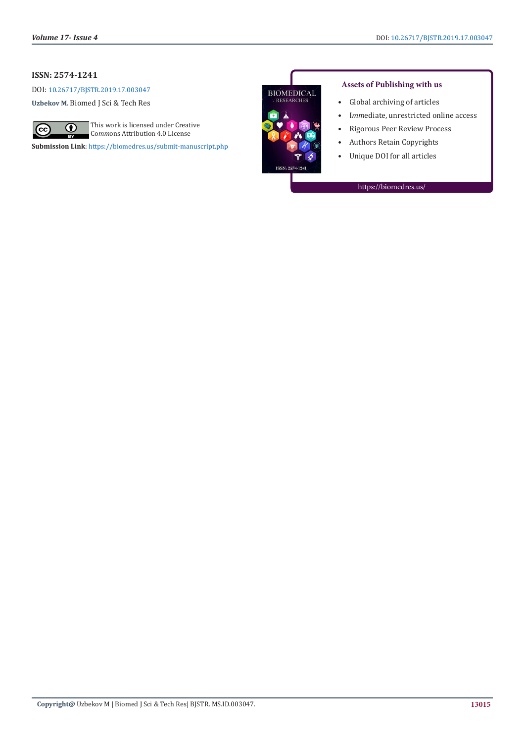**ISSN: 2574-1241**

DOI: 10.26717/BJSTR.2019.17.003047

**Uzbekov M.** Biomed J Sci & Tech Res

This work is licensed under Creative Commons Attribution 4.0 License

**Submission Link**: https://biomedres.us/submit-manuscript.php

### Assets of Publishing with us

- Global archiving of articles
- Immediate, unrestricted online access
- Rigorous Peer Review Process
- Authors Retain Copyrights
- Unique DOI for all articles

https://biomedres.us/